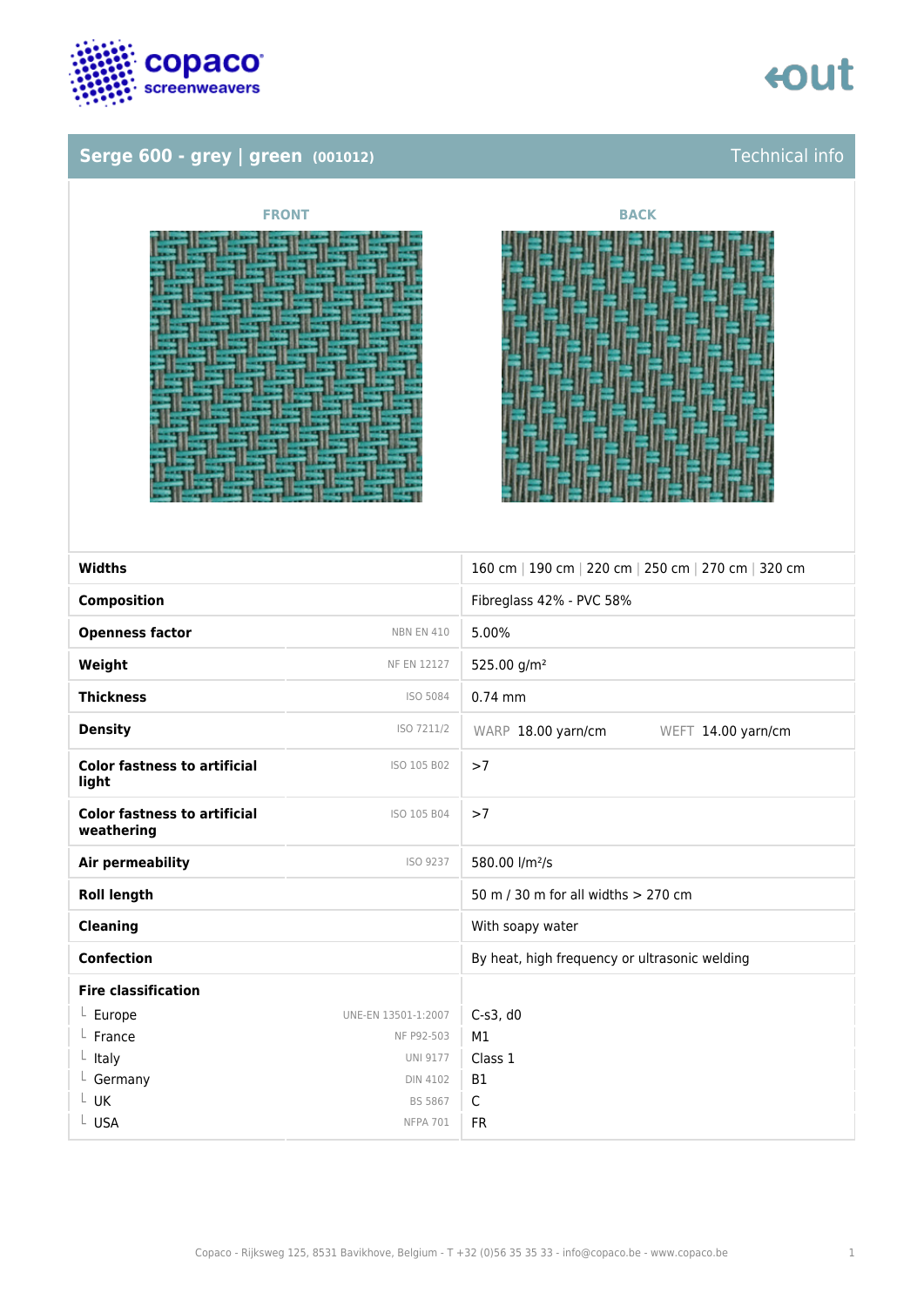## Serge 600 - grey | green (001012)

Technical info

FRONT

BACK

| | | |
|---|---|---|
| **Widths** | | 160 cm \| 190 cm \| 220 cm \| 250 cm \| 270 cm \| 320 cm |
| **Composition** | | Fibreglass 42% - PVC 58% |
| **Openness factor** | NBN EN 410 | 5.00% |
| **Weight** | NF EN 12127 | 525.00 g/m² |
| **Thickness** | ISO 5084 | 0.74 mm |
| **Density** | ISO 7211/2 | WARP 18.00 yarn/cm WEFT 14.00 yarn/cm |
| **Color fastness to artificial light** | ISO 105 B02 | >7 |
| **Color fastness to artificial weathering** | ISO 105 B04 | >7 |
| **Air permeability** | ISO 9237 | 580.00 l/m²/s |
| **Roll length** | | 50 m / 30 m for all widths > 270 cm |
| **Cleaning** | | With soapy water |
| **Confection** | | By heat, high frequency or ultrasonic welding |
| **Fire classification** | | |
| └ Europe | UNE-EN 13501-1:2007 | C-s3, d0 |
| └ France | NF P92-503 | M1 |
| └ Italy | UNI 9177 | Class 1 |
| └ Germany | DIN 4102 | B1 |
| └ UK | BS 5867 | C |
| └ USA | NFPA 701 | FR |

Copaco - Rijksweg 125, 8531 Bavikhove, Belgium - T +32 (0)56 35 35 33 - info@copaco.be - www.copaco.be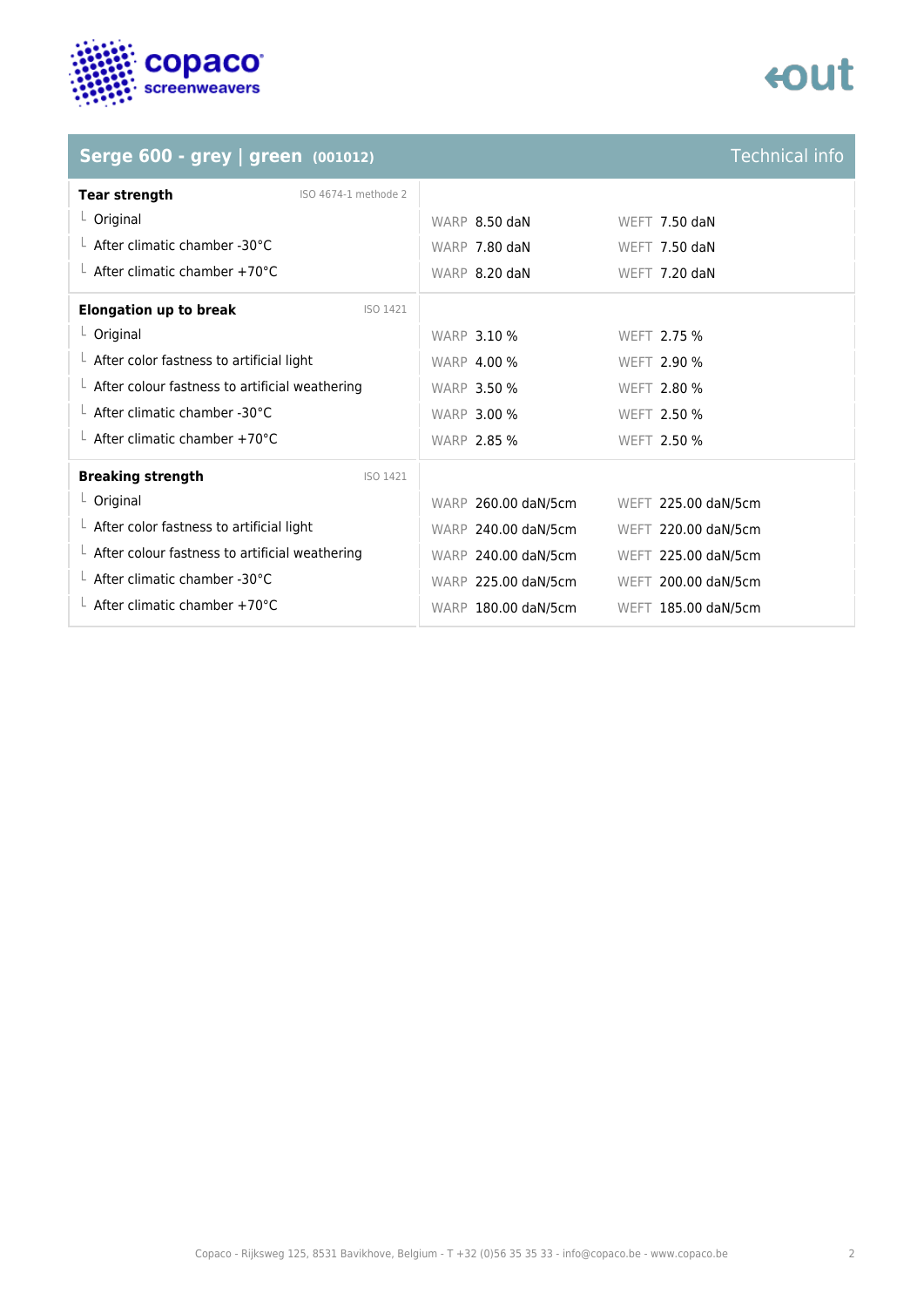## Serge 600 - grey | green (001012)

Technical info

| Tear strength (ISO 4674-1 methode 2) | | |
|---|---|---|
| Original | WARP 8.50 daN | WEFT 7.50 daN |
| After climatic chamber -30°C | WARP 7.80 daN | WEFT 7.50 daN |
| After climatic chamber +70°C | WARP 8.20 daN | WEFT 7.20 daN |

| Elongation up to break (ISO 1421) | | |
|---|---|---|
| Original | WARP 3.10 % | WEFT 2.75 % |
| After color fastness to artificial light | WARP 4.00 % | WEFT 2.90 % |
| After colour fastness to artificial weathering | WARP 3.50 % | WEFT 2.80 % |
| After climatic chamber -30°C | WARP 3.00 % | WEFT 2.50 % |
| After climatic chamber +70°C | WARP 2.85 % | WEFT 2.50 % |

| Breaking strength (ISO 1421) | | |
|---|---|---|
| Original | WARP 260.00 daN/5cm | WEFT 225.00 daN/5cm |
| After color fastness to artificial light | WARP 240.00 daN/5cm | WEFT 220.00 daN/5cm |
| After colour fastness to artificial weathering | WARP 240.00 daN/5cm | WEFT 225.00 daN/5cm |
| After climatic chamber -30°C | WARP 225.00 daN/5cm | WEFT 200.00 daN/5cm |
| After climatic chamber +70°C | WARP 180.00 daN/5cm | WEFT 185.00 daN/5cm |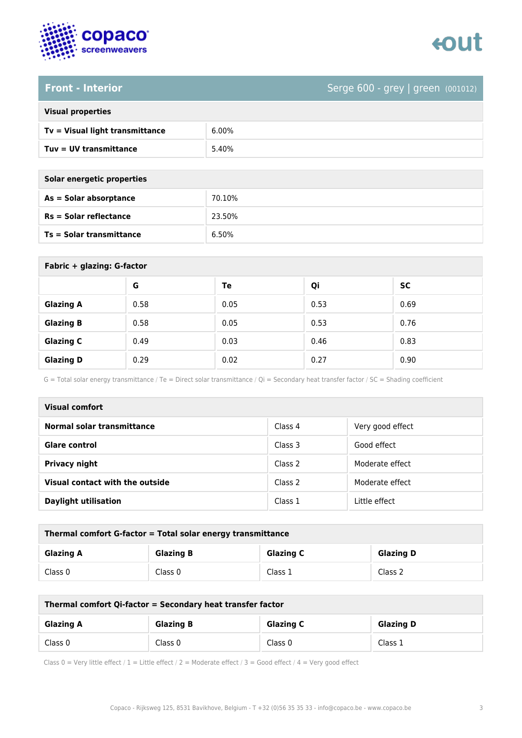## Front - Interior

Serge 600 - grey | green (001012)

| Visual properties | |
|---|---|
| **Tv = Visual light transmittance** | 6.00% |
| **Tuv = UV transmittance** | 5.40% |

| Solar energetic properties | |
|---|---|
| **As = Solar absorptance** | 70.10% |
| **Rs = Solar reflectance** | 23.50% |
| **Ts = Solar transmittance** | 6.50% |

**Fabric + glazing: G-factor**

| | G | Te | Qi | SC |
|---|---|---|---|---|
| **Glazing A** | 0.58 | 0.05 | 0.53 | 0.69 |
| **Glazing B** | 0.58 | 0.05 | 0.53 | 0.76 |
| **Glazing C** | 0.49 | 0.03 | 0.46 | 0.83 |
| **Glazing D** | 0.29 | 0.02 | 0.27 | 0.90 |

G = Total solar energy transmittance / Te = Direct solar transmittance / Qi = Secondary heat transfer factor / SC = Shading coefficient

| Visual comfort | | |
|---|---|---|
| **Normal solar transmittance** | Class 4 | Very good effect |
| **Glare control** | Class 3 | Good effect |
| **Privacy night** | Class 2 | Moderate effect |
| **Visual contact with the outside** | Class 2 | Moderate effect |
| **Daylight utilisation** | Class 1 | Little effect |

**Thermal comfort G-factor = Total solar energy transmittance**

| Glazing A | Glazing B | Glazing C | Glazing D |
|---|---|---|---|
| Class 0 | Class 0 | Class 1 | Class 2 |

**Thermal comfort Qi-factor = Secondary heat transfer factor**

| Glazing A | Glazing B | Glazing C | Glazing D |
|---|---|---|---|
| Class 0 | Class 0 | Class 0 | Class 1 |

Class 0 = Very little effect / 1 = Little effect / 2 = Moderate effect / 3 = Good effect / 4 = Very good effect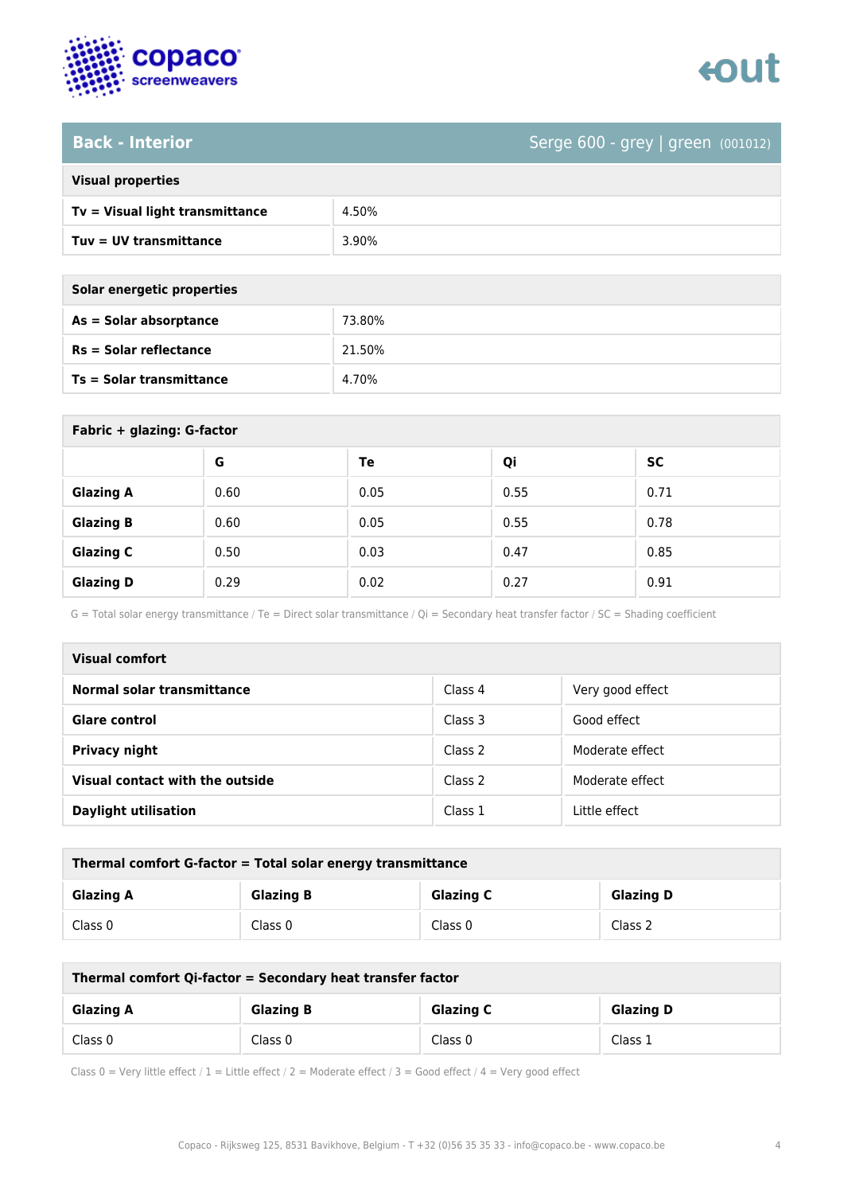## Back - Interior

Serge 600 - grey | green (001012)

| Visual properties | |
|---|---|
| **Tv = Visual light transmittance** | 4.50% |
| **Tuv = UV transmittance** | 3.90% |

| Solar energetic properties | |
|---|---|
| **As = Solar absorptance** | 73.80% |
| **Rs = Solar reflectance** | 21.50% |
| **Ts = Solar transmittance** | 4.70% |

**Fabric + glazing: G-factor**

| | G | Te | Qi | SC |
|---|---|---|---|---|
| **Glazing A** | 0.60 | 0.05 | 0.55 | 0.71 |
| **Glazing B** | 0.60 | 0.05 | 0.55 | 0.78 |
| **Glazing C** | 0.50 | 0.03 | 0.47 | 0.85 |
| **Glazing D** | 0.29 | 0.02 | 0.27 | 0.91 |

G = Total solar energy transmittance / Te = Direct solar transmittance / Qi = Secondary heat transfer factor / SC = Shading coefficient

| Visual comfort | | |
|---|---|---|
| **Normal solar transmittance** | Class 4 | Very good effect |
| **Glare control** | Class 3 | Good effect |
| **Privacy night** | Class 2 | Moderate effect |
| **Visual contact with the outside** | Class 2 | Moderate effect |
| **Daylight utilisation** | Class 1 | Little effect |

**Thermal comfort G-factor = Total solar energy transmittance**

| Glazing A | Glazing B | Glazing C | Glazing D |
|---|---|---|---|
| Class 0 | Class 0 | Class 0 | Class 2 |

**Thermal comfort Qi-factor = Secondary heat transfer factor**

| Glazing A | Glazing B | Glazing C | Glazing D |
|---|---|---|---|
| Class 0 | Class 0 | Class 0 | Class 1 |

Class 0 = Very little effect / 1 = Little effect / 2 = Moderate effect / 3 = Good effect / 4 = Very good effect

Copaco - Rijksweg 125, 8531 Bavikhove, Belgium - T +32 (0)56 35 35 33 - info@copaco.be - www.copaco.be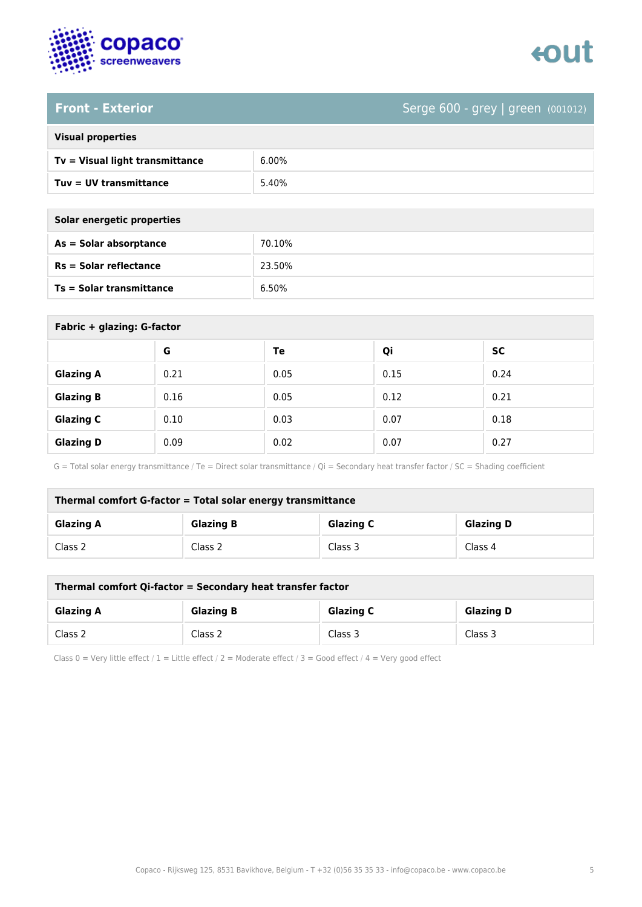## Front - Exterior

Serge 600 - grey | green (001012)

| Visual properties | |
|---|---|
| **Tv = Visual light transmittance** | 6.00% |
| **Tuv = UV transmittance** | 5.40% |

| Solar energetic properties | |
|---|---|
| **As = Solar absorptance** | 70.10% |
| **Rs = Solar reflectance** | 23.50% |
| **Ts = Solar transmittance** | 6.50% |

**Fabric + glazing: G-factor**

| | G | Te | Qi | SC |
|---|---|---|---|---|
| **Glazing A** | 0.21 | 0.05 | 0.15 | 0.24 |
| **Glazing B** | 0.16 | 0.05 | 0.12 | 0.21 |
| **Glazing C** | 0.10 | 0.03 | 0.07 | 0.18 |
| **Glazing D** | 0.09 | 0.02 | 0.07 | 0.27 |

G = Total solar energy transmittance / Te = Direct solar transmittance / Qi = Secondary heat transfer factor / SC = Shading coefficient

**Thermal comfort G-factor = Total solar energy transmittance**

| Glazing A | Glazing B | Glazing C | Glazing D |
|---|---|---|---|
| Class 2 | Class 2 | Class 3 | Class 4 |

**Thermal comfort Qi-factor = Secondary heat transfer factor**

| Glazing A | Glazing B | Glazing C | Glazing D |
|---|---|---|---|
| Class 2 | Class 2 | Class 3 | Class 3 |

Class 0 = Very little effect / 1 = Little effect / 2 = Moderate effect / 3 = Good effect / 4 = Very good effect

Copaco - Rijksweg 125, 8531 Bavikhove, Belgium - T +32 (0)56 35 35 33 - info@copaco.be - www.copaco.be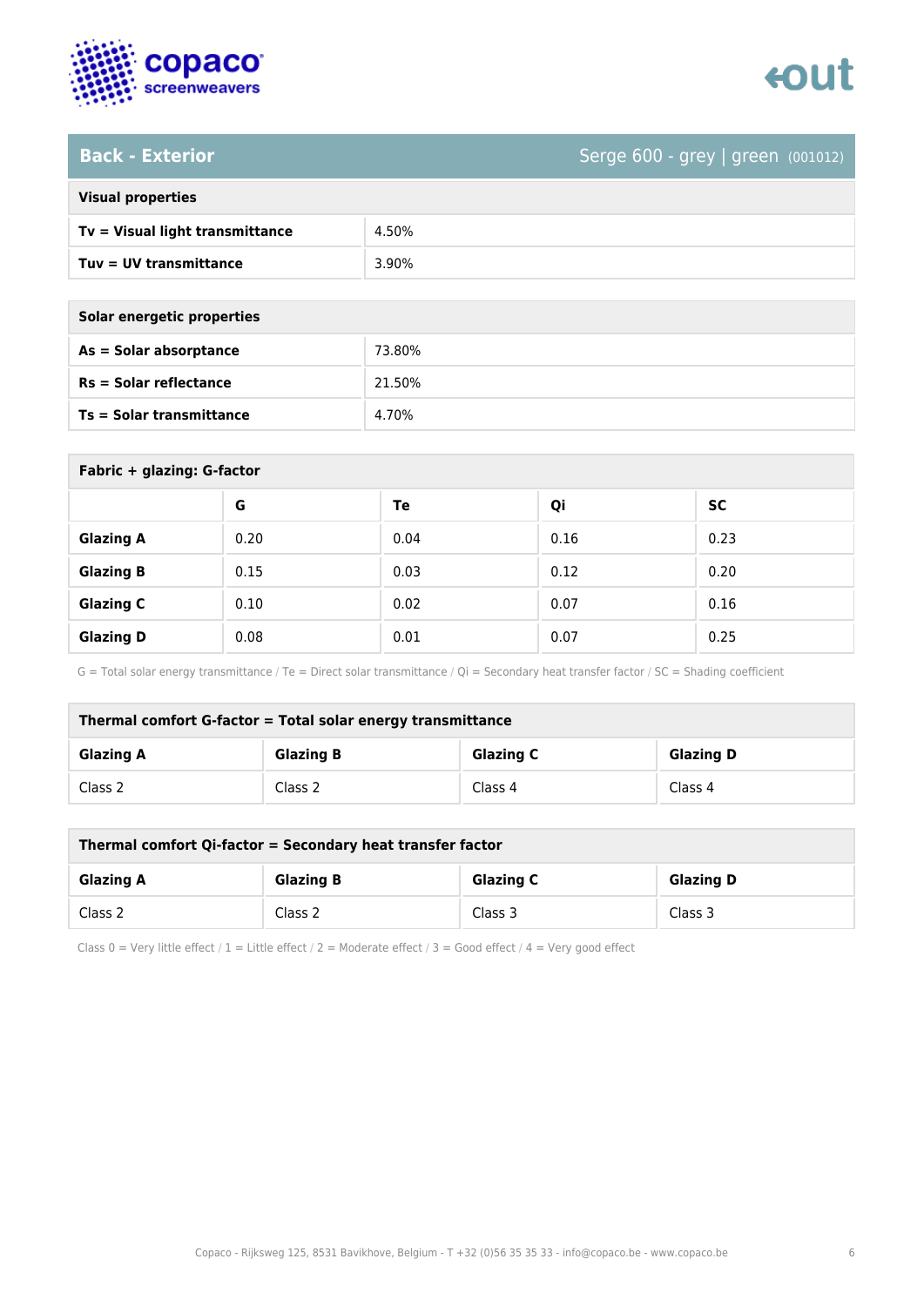## Back - Exterior

Serge 600 - grey | green (001012)

| Visual properties | |
|---|---|
| **Tv = Visual light transmittance** | 4.50% |
| **Tuv = UV transmittance** | 3.90% |

| Solar energetic properties | |
|---|---|
| **As = Solar absorptance** | 73.80% |
| **Rs = Solar reflectance** | 21.50% |
| **Ts = Solar transmittance** | 4.70% |

**Fabric + glazing: G-factor**

| | G | Te | Qi | SC |
|---|---|---|---|---|
| **Glazing A** | 0.20 | 0.04 | 0.16 | 0.23 |
| **Glazing B** | 0.15 | 0.03 | 0.12 | 0.20 |
| **Glazing C** | 0.10 | 0.02 | 0.07 | 0.16 |
| **Glazing D** | 0.08 | 0.01 | 0.07 | 0.25 |

G = Total solar energy transmittance / Te = Direct solar transmittance / Qi = Secondary heat transfer factor / SC = Shading coefficient

**Thermal comfort G-factor = Total solar energy transmittance**

| Glazing A | Glazing B | Glazing C | Glazing D |
|---|---|---|---|
| Class 2 | Class 2 | Class 4 | Class 4 |

**Thermal comfort Qi-factor = Secondary heat transfer factor**

| Glazing A | Glazing B | Glazing C | Glazing D |
|---|---|---|---|
| Class 2 | Class 2 | Class 3 | Class 3 |

Class 0 = Very little effect / 1 = Little effect / 2 = Moderate effect / 3 = Good effect / 4 = Very good effect

Copaco - Rijksweg 125, 8531 Bavikhove, Belgium - T +32 (0)56 35 35 33 - info@copaco.be - www.copaco.be